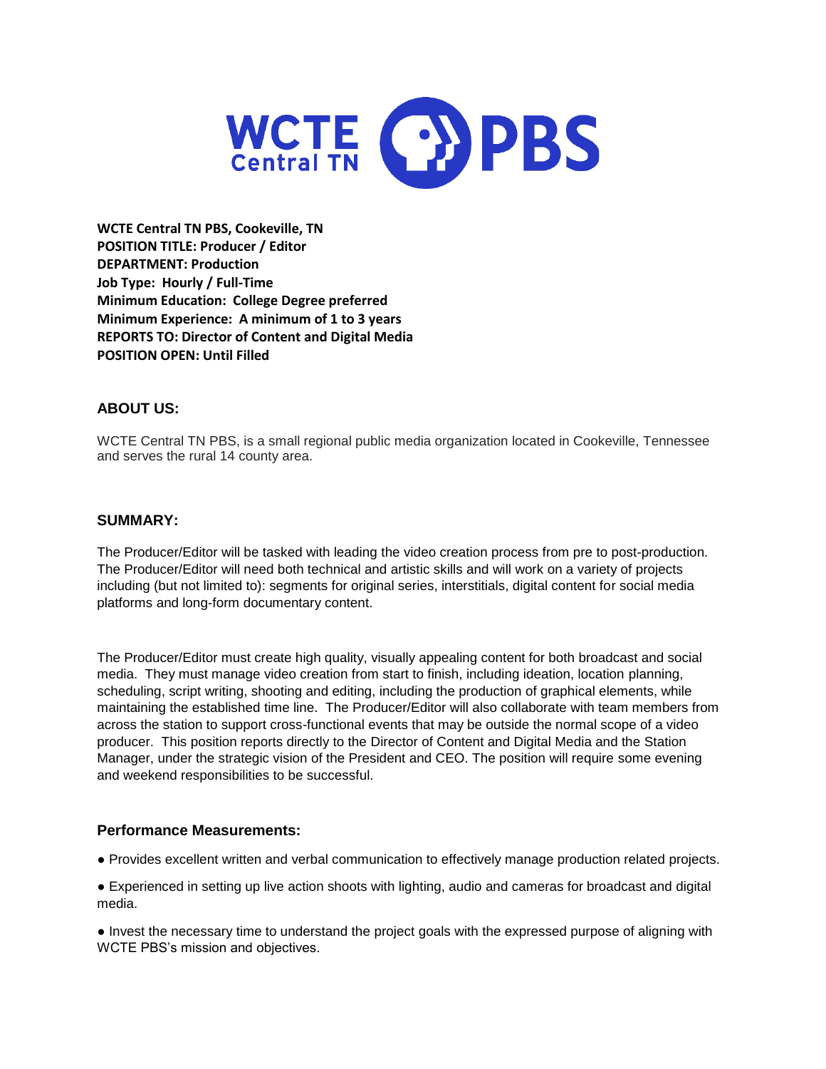**WCTE Central TN PBS, Cookeville, TN**
**POSITION TITLE: Producer / Editor**
**DEPARTMENT: Production**
**Job Type: Hourly / Full-Time**
**Minimum Education: College Degree preferred**
**Minimum Experience: A minimum of 1 to 3 years**
**REPORTS TO: Director of Content and Digital Media**
**POSITION OPEN: Until Filled**

## ABOUT US:

WCTE Central TN PBS, is a small regional public media organization located in Cookeville, Tennessee and serves the rural 14 county area.

## SUMMARY:

The Producer/Editor will be tasked with leading the video creation process from pre to post-production. The Producer/Editor will need both technical and artistic skills and will work on a variety of projects including (but not limited to): segments for original series, interstitials, digital content for social media platforms and long-form documentary content.

The Producer/Editor must create high quality, visually appealing content for both broadcast and social media. They must manage video creation from start to finish, including ideation, location planning, scheduling, script writing, shooting and editing, including the production of graphical elements, while maintaining the established time line. The Producer/Editor will also collaborate with team members from across the station to support cross-functional events that may be outside the normal scope of a video producer. This position reports directly to the Director of Content and Digital Media and the Station Manager, under the strategic vision of the President and CEO. The position will require some evening and weekend responsibilities to be successful.

### Performance Measurements:

- Provides excellent written and verbal communication to effectively manage production related projects.
- Experienced in setting up live action shoots with lighting, audio and cameras for broadcast and digital media.
- Invest the necessary time to understand the project goals with the expressed purpose of aligning with WCTE PBS's mission and objectives.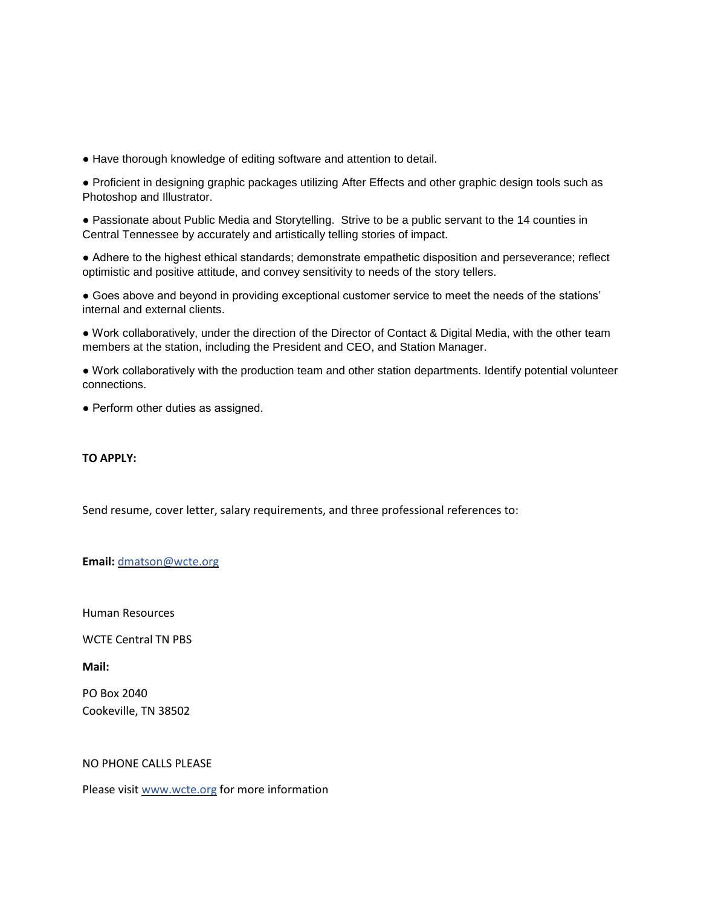- Have thorough knowledge of editing software and attention to detail.
- Proficient in designing graphic packages utilizing After Effects and other graphic design tools such as Photoshop and Illustrator.
- Passionate about Public Media and Storytelling. Strive to be a public servant to the 14 counties in Central Tennesee by accurately and artistically telling stories of impact.
- Adhere to the highest ethical standards; demonstrate empathetic disposition and perseverance; reflect optimistic and positive attitude, and convey sensitivity to needs of the story tellers.
- Goes above and beyond in providing exceptional customer service to meet the needs of the stations' internal and external clients.
- Work collaboratively, under the direction of the Director of Contact & Digital Media, with the other team members at the station, including the President and CEO, and Station Manager.
- Work collaboratively with the production team and other station departments. Identify potential volunteer connections.
- Perform other duties as assigned.

**TO APPLY:**

Send resume, cover letter, salary requirements, and three professional references to:

**Email:** dmatson@wcte.org

Human Resources

WCTE Central TN PBS

**Mail:**

PO Box 2040
Cookeville, TN 38502

NO PHONE CALLS PLEASE

Please visit www.wcte.org for more information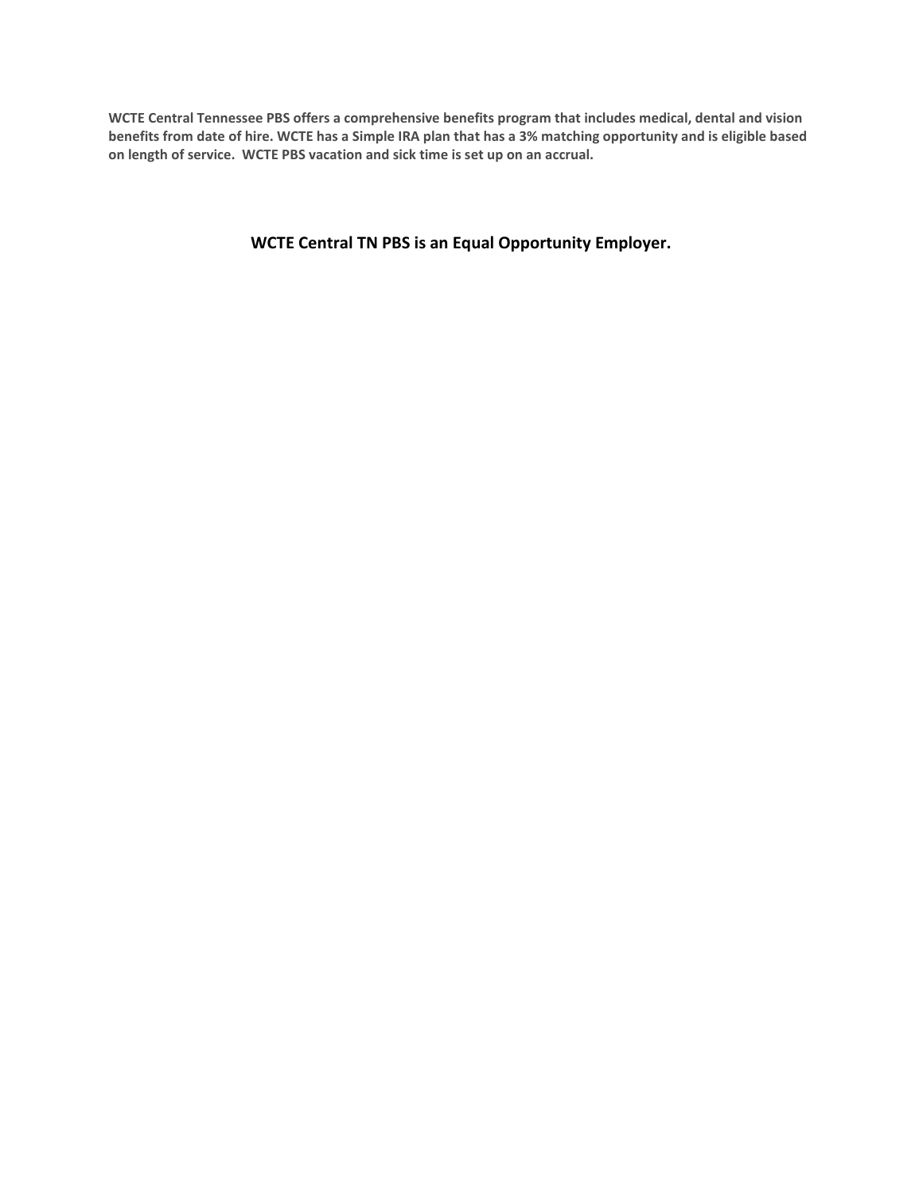**WCTE Central Tennessee PBS offers a comprehensive benefits program that includes medical, dental and vision benefits from date of hire. WCTE has a Simple IRA plan that has a 3% matching opportunity and is eligible based on length of service. WCTE PBS vacation and sick time is set up on an accrual.**

**WCTE Central TN PBS is an Equal Opportunity Employer.**